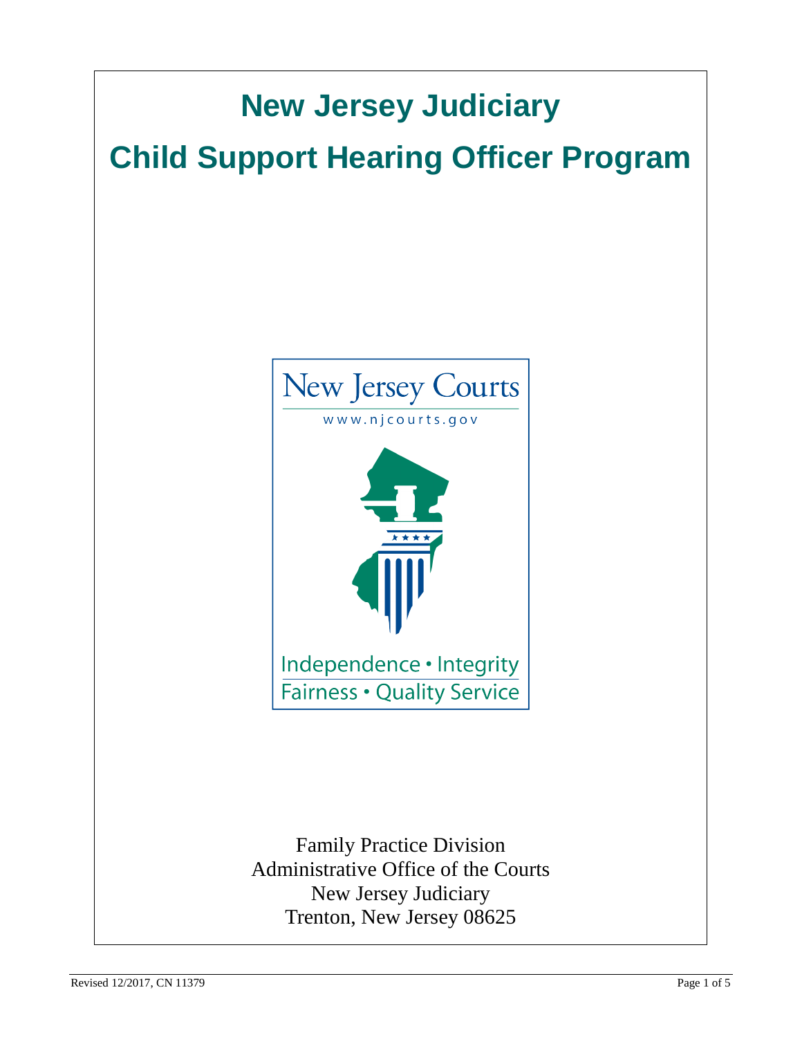# New Jersey Judiciary

# Child Support Hearing Officer Program

New Jersey Courts

www.njcourts.gov

Independence • Integrity

Fairness • Quality Service

Family Practice Division
Administrative Office of the Courts
New Jersey Judiciary
Trenton, New Jersey 08625

Revised 12/2017, CN 11379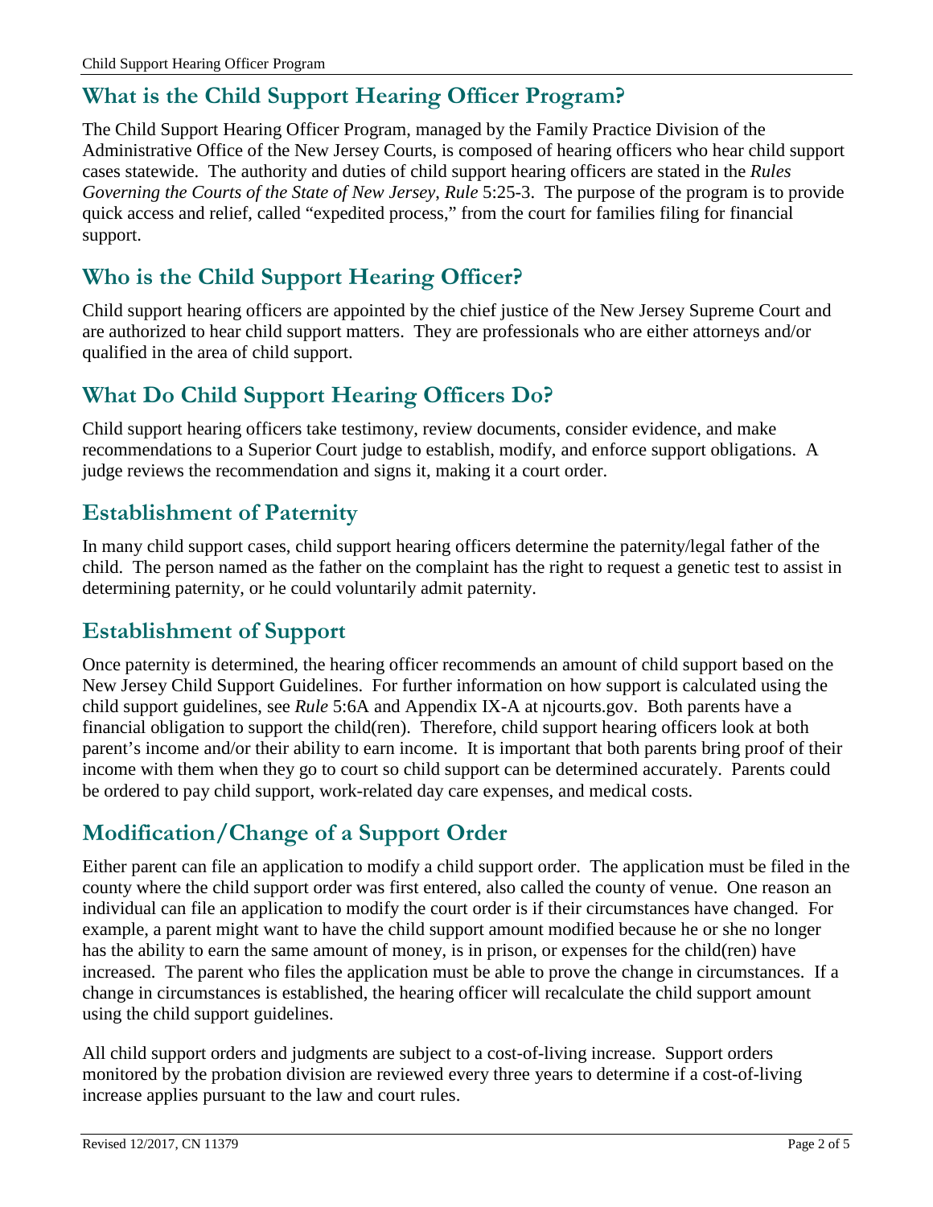## What is the Child Support Hearing Officer Program?

The Child Support Hearing Officer Program, managed by the Family Practice Division of the Administrative Office of the New Jersey Courts, is composed of hearing officers who hear child support cases statewide. The authority and duties of child support hearing officers are stated in the *Rules Governing the Courts of the State of New Jersey*, *Rule* 5:25-3. The purpose of the program is to provide quick access and relief, called "expedited process," from the court for families filing for financial support.

## Who is the Child Support Hearing Officer?

Child support hearing officers are appointed by the chief justice of the New Jersey Supreme Court and are authorized to hear child support matters. They are professionals who are either attorneys and/or qualified in the area of child support.

## What Do Child Support Hearing Officers Do?

Child support hearing officers take testimony, review documents, consider evidence, and make recommendations to a Superior Court judge to establish, modify, and enforce support obligations. A judge reviews the recommendation and signs it, making it a court order.

## Establishment of Paternity

In many child support cases, child support hearing officers determine the paternity/legal father of the child. The person named as the father on the complaint has the right to request a genetic test to assist in determining paternity, or he could voluntarily admit paternity.

## Establishment of Support

Once paternity is determined, the hearing officer recommends an amount of child support based on the New Jersey Child Support Guidelines. For further information on how support is calculated using the child support guidelines, see *Rule* 5:6A and Appendix IX-A at njcourts.gov. Both parents have a financial obligation to support the child(ren). Therefore, child support hearing officers look at both parent's income and/or their ability to earn income. It is important that both parents bring proof of their income with them when they go to court so child support can be determined accurately. Parents could be ordered to pay child support, work-related day care expenses, and medical costs.

## Modification/Change of a Support Order

Either parent can file an application to modify a child support order. The application must be filed in the county where the child support order was first entered, also called the county of venue. One reason an individual can file an application to modify the court order is if their circumstances have changed. For example, a parent might want to have the child support amount modified because he or she no longer has the ability to earn the same amount of money, is in prison, or expenses for the child(ren) have increased. The parent who files the application must be able to prove the change in circumstances. If a change in circumstances is established, the hearing officer will recalculate the child support amount using the child support guidelines.

All child support orders and judgments are subject to a cost-of-living increase. Support orders monitored by the probation division are reviewed every three years to determine if a cost-of-living increase applies pursuant to the law and court rules.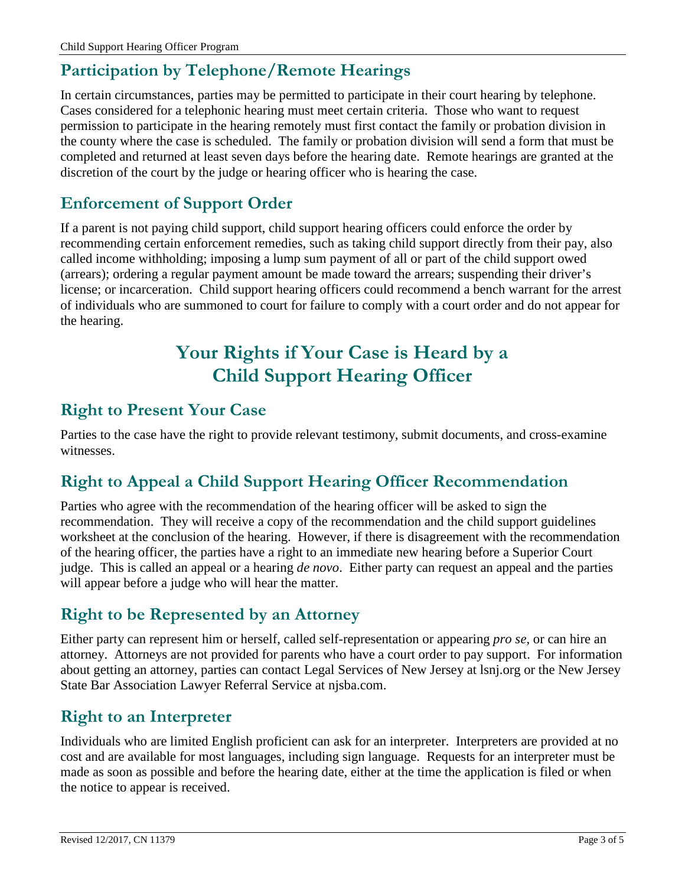## Participation by Telephone/Remote Hearings

In certain circumstances, parties may be permitted to participate in their court hearing by telephone. Cases considered for a telephonic hearing must meet certain criteria. Those who want to request permission to participate in the hearing remotely must first contact the family or probation division in the county where the case is scheduled. The family or probation division will send a form that must be completed and returned at least seven days before the hearing date. Remote hearings are granted at the discretion of the court by the judge or hearing officer who is hearing the case.

## Enforcement of Support Order

If a parent is not paying child support, child support hearing officers could enforce the order by recommending certain enforcement remedies, such as taking child support directly from their pay, also called income withholding; imposing a lump sum payment of all or part of the child support owed (arrears); ordering a regular payment amount be made toward the arrears; suspending their driver's license; or incarceration. Child support hearing officers could recommend a bench warrant for the arrest of individuals who are summoned to court for failure to comply with a court order and do not appear for the hearing.

# Your Rights if Your Case is Heard by a Child Support Hearing Officer

## Right to Present Your Case

Parties to the case have the right to provide relevant testimony, submit documents, and cross-examine witnesses.

## Right to Appeal a Child Support Hearing Officer Recommendation

Parties who agree with the recommendation of the hearing officer will be asked to sign the recommendation. They will receive a copy of the recommendation and the child support guidelines worksheet at the conclusion of the hearing. However, if there is disagreement with the recommendation of the hearing officer, the parties have a right to an immediate new hearing before a Superior Court judge. This is called an appeal or a hearing *de novo*. Either party can request an appeal and the parties will appear before a judge who will hear the matter.

## Right to be Represented by an Attorney

Either party can represent him or herself, called self-representation or appearing *pro se*, or can hire an attorney. Attorneys are not provided for parents who have a court order to pay support. For information about getting an attorney, parties can contact Legal Services of New Jersey at lsnj.org or the New Jersey State Bar Association Lawyer Referral Service at njsba.com.

## Right to an Interpreter

Individuals who are limited English proficient can ask for an interpreter. Interpreters are provided at no cost and are available for most languages, including sign language. Requests for an interpreter must be made as soon as possible and before the hearing date, either at the time the application is filed or when the notice to appear is received.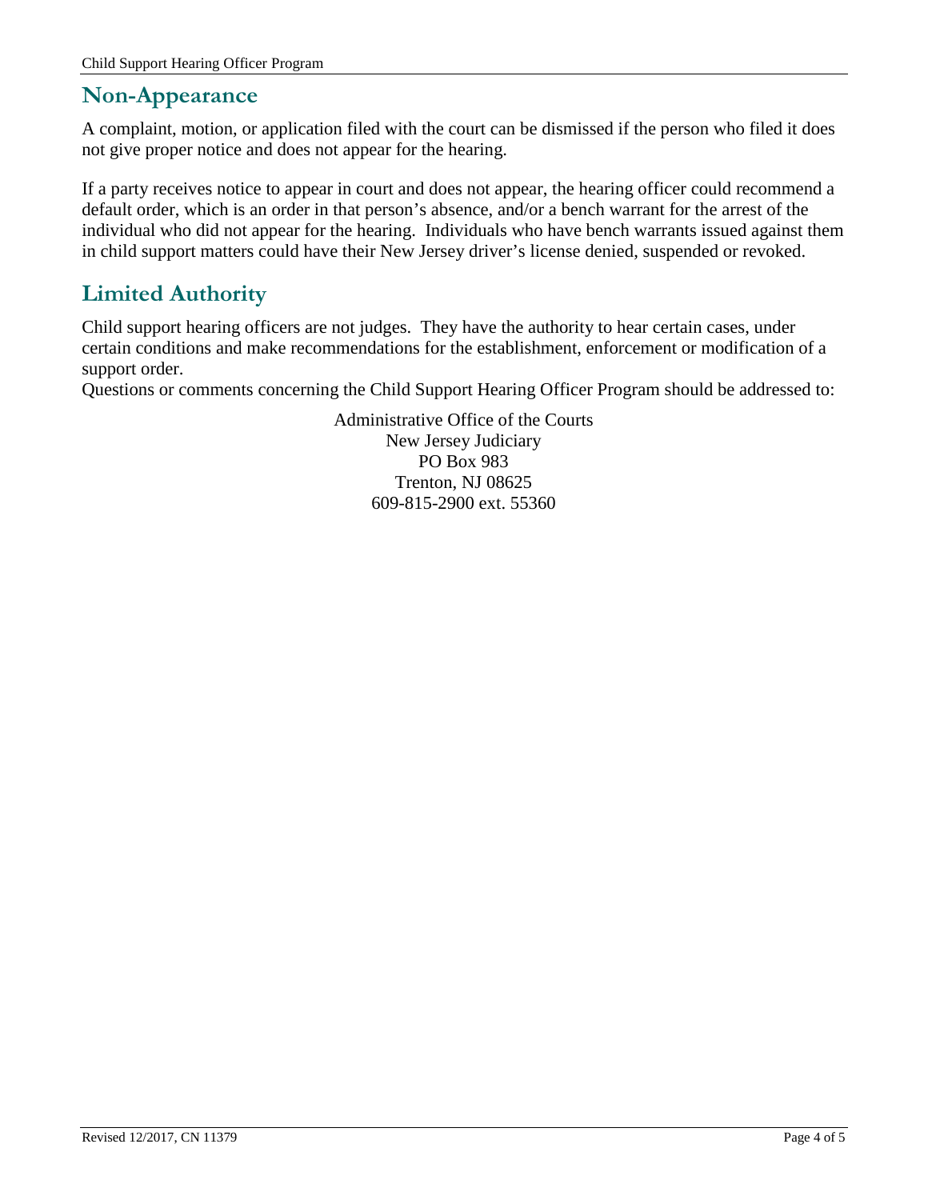## Non-Appearance

A complaint, motion, or application filed with the court can be dismissed if the person who filed it does not give proper notice and does not appear for the hearing.

If a party receives notice to appear in court and does not appear, the hearing officer could recommend a default order, which is an order in that person's absence, and/or a bench warrant for the arrest of the individual who did not appear for the hearing. Individuals who have bench warrants issued against them in child support matters could have their New Jersey driver's license denied, suspended or revoked.

## Limited Authority

Child support hearing officers are not judges. They have the authority to hear certain cases, under certain conditions and make recommendations for the establishment, enforcement or modification of a support order.

Questions or comments concerning the Child Support Hearing Officer Program should be addressed to:

Administrative Office of the Courts
New Jersey Judiciary
PO Box 983
Trenton, NJ 08625
609-815-2900 ext. 55360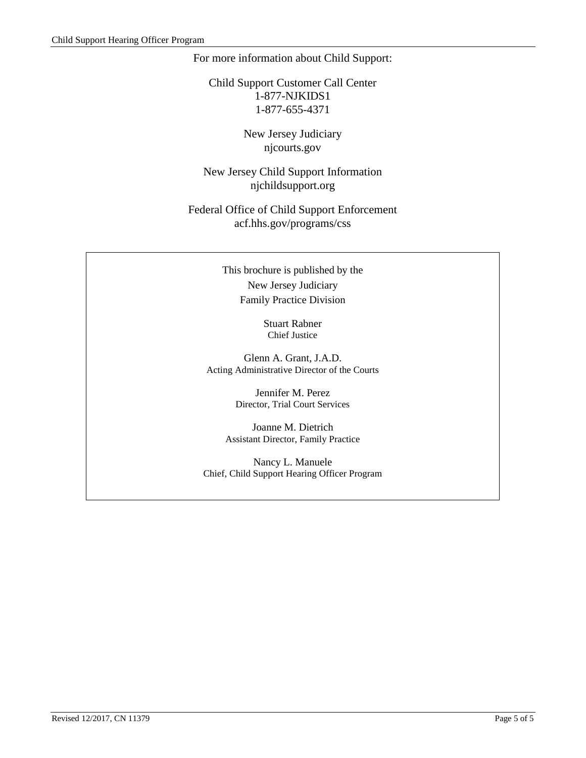For more information about Child Support:

Child Support Customer Call Center
1-877-NJKIDS1
1-877-655-4371

New Jersey Judiciary
njcourts.gov

New Jersey Child Support Information
njchildsupport.org

Federal Office of Child Support Enforcement
acf.hhs.gov/programs/css

This brochure is published by the
New Jersey Judiciary
Family Practice Division

Stuart Rabner
Chief Justice

Glenn A. Grant, J.A.D.
Acting Administrative Director of the Courts

Jennifer M. Perez
Director, Trial Court Services

Joanne M. Dietrich
Assistant Director, Family Practice

Nancy L. Manuele
Chief, Child Support Hearing Officer Program